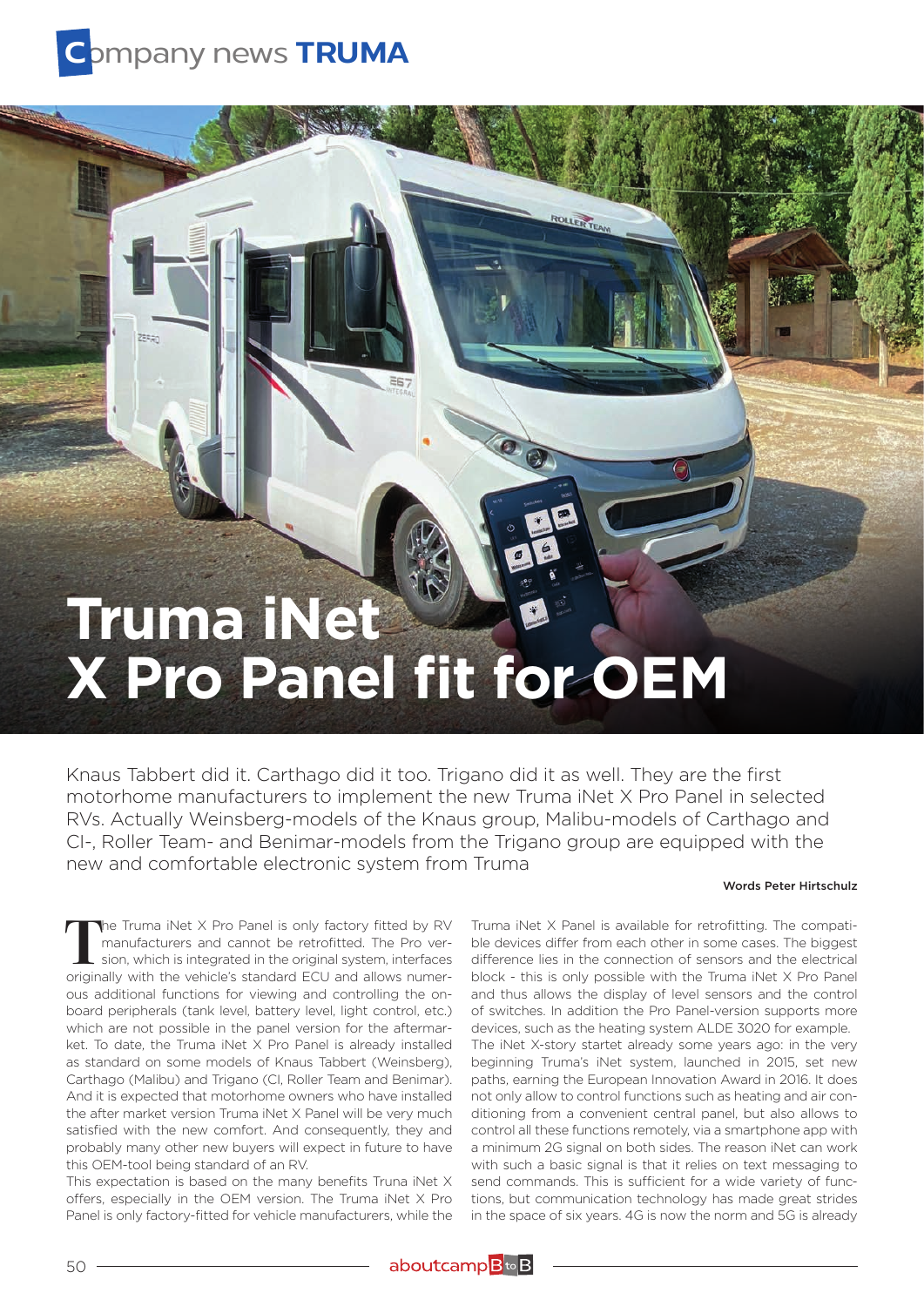# Company news TRUMA

# Truma iNet X Pro Panel fit for OEM

Knaus Tabbert did it. Carthago did it too. Trigano did it as well. They are the first motorhome manufacturers to implement the new Truma iNet X Pro Panel in selected RVs. Actually Weinsberg-models of the Knaus group, Malibu-models of Carthago and CI-, Roller Team- and Benimar-models from the Trigano group are equipped with the new and comfortable electronic system from Truma

Words Peter Hirtschulz

The Truma iNet X Pro Panel is only factory fitted by RV manufacturers and cannot be retrofitted. The Pro version, which is integrated in the original system, interfaces originally with the vehicle's standard ECU and allows numerous additional functions for viewing and controlling the onboard peripherals (tank level, battery level, light control, etc.) which are not possible in the panel version for the aftermarket. To date, the Truma iNet X Pro Panel is already installed as standard on some models of Knaus Tabbert (Weinsberg), Carthago (Malibu) and Trigano (CI, Roller Team and Benimar). And it is expected that motorhome owners who have installed the after market version Truma iNet X Panel will be very much satisfied with the new comfort. And consequently, they and probably many other new buyers will expect in future to have this OEM-tool being standard of an RV.

This expectation is based on the many benefits Truna iNet X offers, especially in the OEM version. The Truma iNet X Pro Panel is only factory-fitted for vehicle manufacturers, while the Truma iNet X Panel is available for retrofitting. The compatible devices differ from each other in some cases. The biggest difference lies in the connection of sensors and the electrical block - this is only possible with the Truma iNet X Pro Panel and thus allows the display of level sensors and the control of switches. In addition the Pro Panel-version supports more devices, such as the heating system ALDE 3020 for example.

The iNet X-story startet already some years ago: in the very beginning Truma's iNet system, launched in 2015, set new paths, earning the European Innovation Award in 2016. It does not only allow to control functions such as heating and air conditioning from a convenient central panel, but also allows to control all these functions remotely, via a smartphone app with a minimum 2G signal on both sides. The reason iNet can work with such a basic signal is that it relies on text messaging to send commands. This is sufficient for a wide variety of functions, but communication technology has made great strides in the space of six years. 4G is now the norm and 5G is already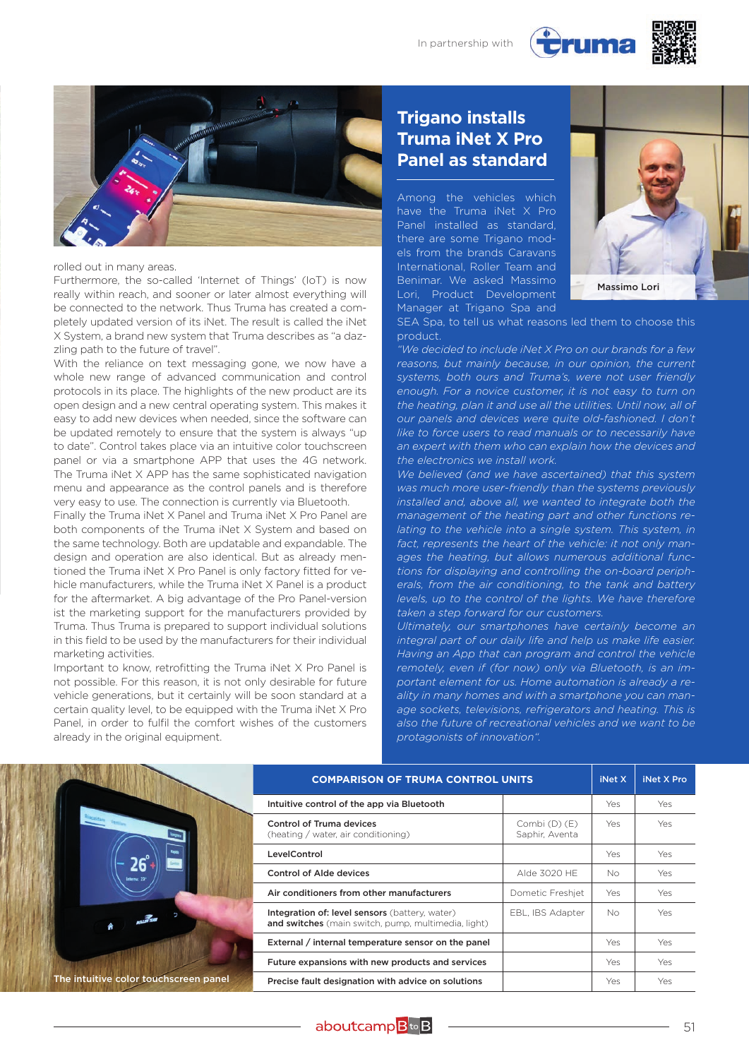rolled out in many areas.

Furthermore, the so-called 'Internet of Things' (IoT) is now really within reach, and sooner or later almost everything will be connected to the network. Thus Truma has created a completely updated version of its iNet. The result is called the iNet X System, a brand new system that Truma describes as "a dazzling path to the future of travel".

With the reliance on text messaging gone, we now have a whole new range of advanced communication and control protocols in its place. The highlights of the new product are its open design and a new central operating system. This makes it easy to add new devices when needed, since the software can be updated remotely to ensure that the system is always "up to date". Control takes place via an intuitive color touchscreen panel or via a smartphone APP that uses the 4G network. The Truma iNet X APP has the same sophisticated navigation menu and appearance as the control panels and is therefore very easy to use. The connection is currently via Bluetooth.

Finally the Truma iNet X Panel and Truma iNet X Pro Panel are both components of the Truma iNet X System and based on the same technology. Both are updatable and expandable. The design and operation are also identical. But as already mentioned the Truma iNet X Pro Panel is only factory fitted for vehicle manufacturers, while the Truma iNet X Panel is a product for the aftermarket. A big advantage of the Pro Panel-version ist the marketing support for the manufacturers provided by Truma. Thus Truma is prepared to support individual solutions in this field to be used by the manufacturers for their individual marketing activities.

Important to know, retrofitting the Truma iNet X Pro Panel is not possible. For this reason, it is not only desirable for future vehicle generations, but it certainly will be soon standard at a certain quality level, to be equipped with the Truma iNet X Pro Panel, in order to fulfil the comfort wishes of the customers already in the original equipment.

## Trigano installs Truma iNet X Pro Panel as standard

Massimo Lori

Among the vehicles which have the Truma iNet X Pro Panel installed as standard, there are some Trigano models from the brands Caravans International, Roller Team and Benimar. We asked Massimo Lori, Product Development Manager at Trigano Spa and SEA Spa, to tell us what reasons led them to choose this product.

*"We decided to include iNet X Pro on our brands for a few reasons, but mainly because, in our opinion, the current systems, both ours and Truma's, were not user friendly enough. For a novice customer, it is not easy to turn on the heating, plan it and use all the utilities. Until now, all of our panels and devices were quite old-fashioned. I don't like to force users to read manuals or to necessarily have an expert with them who can explain how the devices and the electronics we install work.*

*We believed (and we have ascertained) that this system was much more user-friendly than the systems previously installed and, above all, we wanted to integrate both the management of the heating part and other functions relating to the vehicle into a single system. This system, in fact, represents the heart of the vehicle: it not only manages the heating, but allows numerous additional functions for displaying and controlling the on-board peripherals, from the air conditioning, to the tank and battery levels, up to the control of the lights. We have therefore taken a step forward for our customers.*

*Ultimately, our smartphones have certainly become an integral part of our daily life and help us make life easier. Having an App that can program and control the vehicle remotely, even if (for now) only via Bluetooth, is an important element for us. Home automation is already a reality in many homes and with a smartphone you can manage sockets, televisions, refrigerators and heating. This is also the future of recreational vehicles and we want to be protagonists of innovation".*

The intuitive color touchscreen panel

| COMPARISON OF TRUMA CONTROL UNITS | | iNet X | iNet X Pro |
|---|---|---|---|
| **Intuitive control of the app via Bluetooth** | | Yes | Yes |
| **Control of Truma devices** (heating / water, air conditioning) | Combi (D) (E) Saphir, Aventa | Yes | Yes |
| **LevelControl** | | Yes | Yes |
| **Control of Alde devices** | Alde 3020 HE | No | Yes |
| **Air conditioners from other manufacturers** | Dometic Freshjet | Yes | Yes |
| **Integration of: level sensors** (battery, water) **and switches** (main switch, pump, multimedia, light) | EBL, IBS Adapter | No | Yes |
| **External / internal temperature sensor on the panel** | | Yes | Yes |
| **Future expansions with new products and services** | | Yes | Yes |
| **Precise fault designation with advice on solutions** | | Yes | Yes |